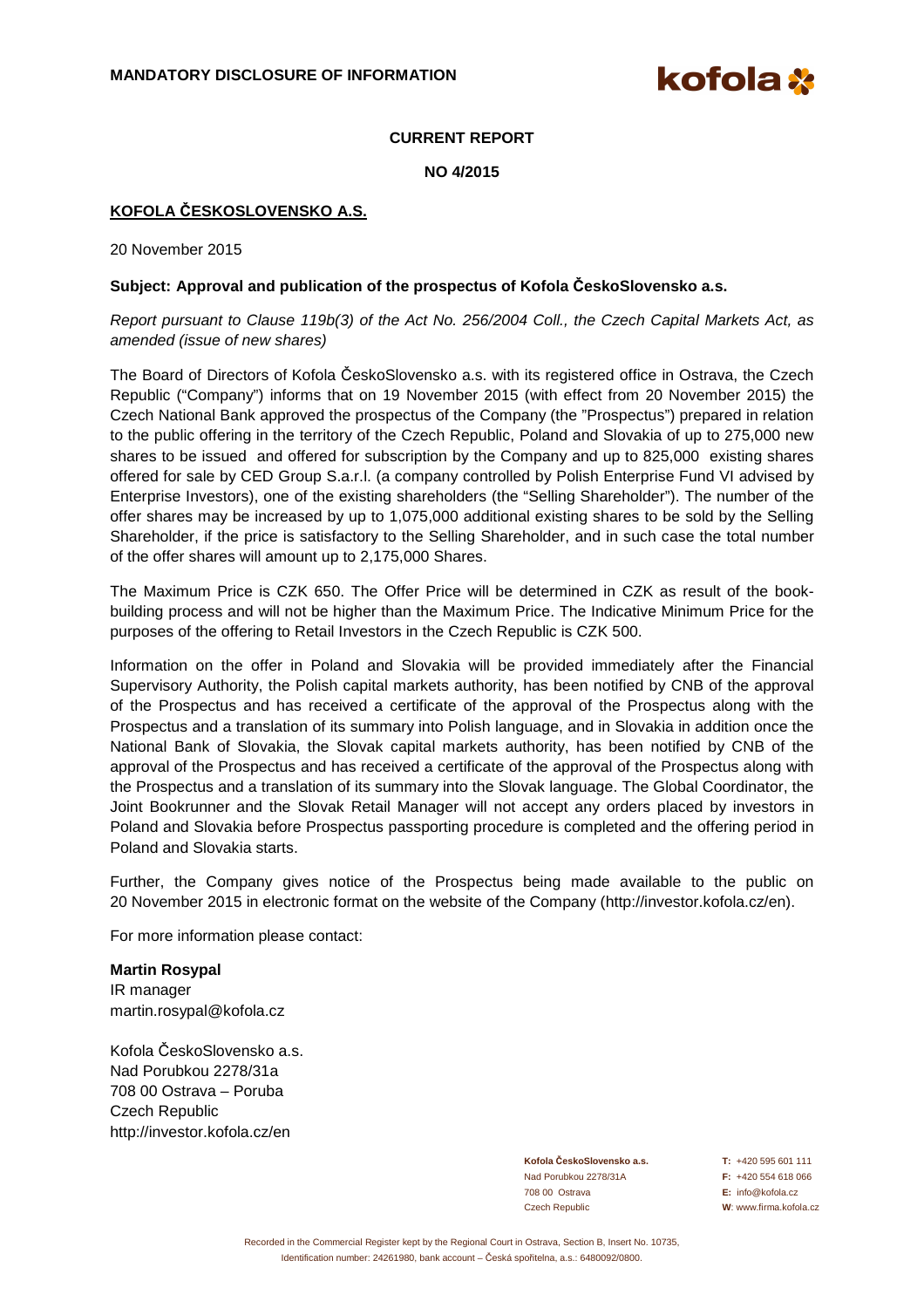**MANDATORY DISCLOSURE OF INFORMATION**

**CURRENT REPORT**

**NO 4/2015**

**KOFOLA ČESKOSLOVENSKO A.S.**

20 November 2015

**Subject: Approval and publication of the prospectus of Kofola ČeskoSlovensko a.s.**

*Report pursuant to Clause 119b(3) of the Act No. 256/2004 Coll., the Czech Capital Markets Act, as amended (issue of new shares)*

The Board of Directors of Kofola ČeskoSlovensko a.s. with its registered office in Ostrava, the Czech Republic ("Company") informs that on 19 November 2015 (with effect from 20 November 2015) the Czech National Bank approved the prospectus of the Company (the "Prospectus") prepared in relation to the public offering in the territory of the Czech Republic, Poland and Slovakia of up to 275,000 new shares to be issued and offered for subscription by the Company and up to 825,000 existing shares offered for sale by CED Group S.a.r.l. (a company controlled by Polish Enterprise Fund VI advised by Enterprise Investors), one of the existing shareholders (the "Selling Shareholder"). The number of the offer shares may be increased by up to 1,075,000 additional existing shares to be sold by the Selling Shareholder, if the price is satisfactory to the Selling Shareholder, and in such case the total number of the offer shares will amount up to 2,175,000 Shares.

The Maximum Price is CZK 650. The Offer Price will be determined in CZK as result of the book-building process and will not be higher than the Maximum Price. The Indicative Minimum Price for the purposes of the offering to Retail Investors in the Czech Republic is CZK 500.

Information on the offer in Poland and Slovakia will be provided immediately after the Financial Supervisory Authority, the Polish capital markets authority, has been notified by CNB of the approval of the Prospectus and has received a certificate of the approval of the Prospectus along with the Prospectus and a translation of its summary into Polish language, and in Slovakia in addition once the National Bank of Slovakia, the Slovak capital markets authority, has been notified by CNB of the approval of the Prospectus and has received a certificate of the approval of the Prospectus along with the Prospectus and a translation of its summary into the Slovak language. The Global Coordinator, the Joint Bookrunner and the Slovak Retail Manager will not accept any orders placed by investors in Poland and Slovakia before Prospectus passporting procedure is completed and the offering period in Poland and Slovakia starts.

Further, the Company gives notice of the Prospectus being made available to the public on 20 November 2015 in electronic format on the website of the Company (http://investor.kofola.cz/en).

For more information please contact:

**Martin Rosypal**
IR manager
martin.rosypal@kofola.cz

Kofola ČeskoSlovensko a.s.
Nad Porubkou 2278/31a
708 00 Ostrava – Poruba
Czech Republic
http://investor.kofola.cz/en

**Kofola ČeskoSlovensko a.s.**
Nad Porubkou 2278/31A
708 00 Ostrava
Czech Republic

**T:** +420 595 601 111
**F:** +420 554 618 066
**E:** info@kofola.cz
**W**: www.firma.kofola.cz

Recorded in the Commercial Register kept by the Regional Court in Ostrava, Section B, Insert No. 10735, Identification number: 24261980, bank account – Česká spořitelna, a.s.: 6480092/0800.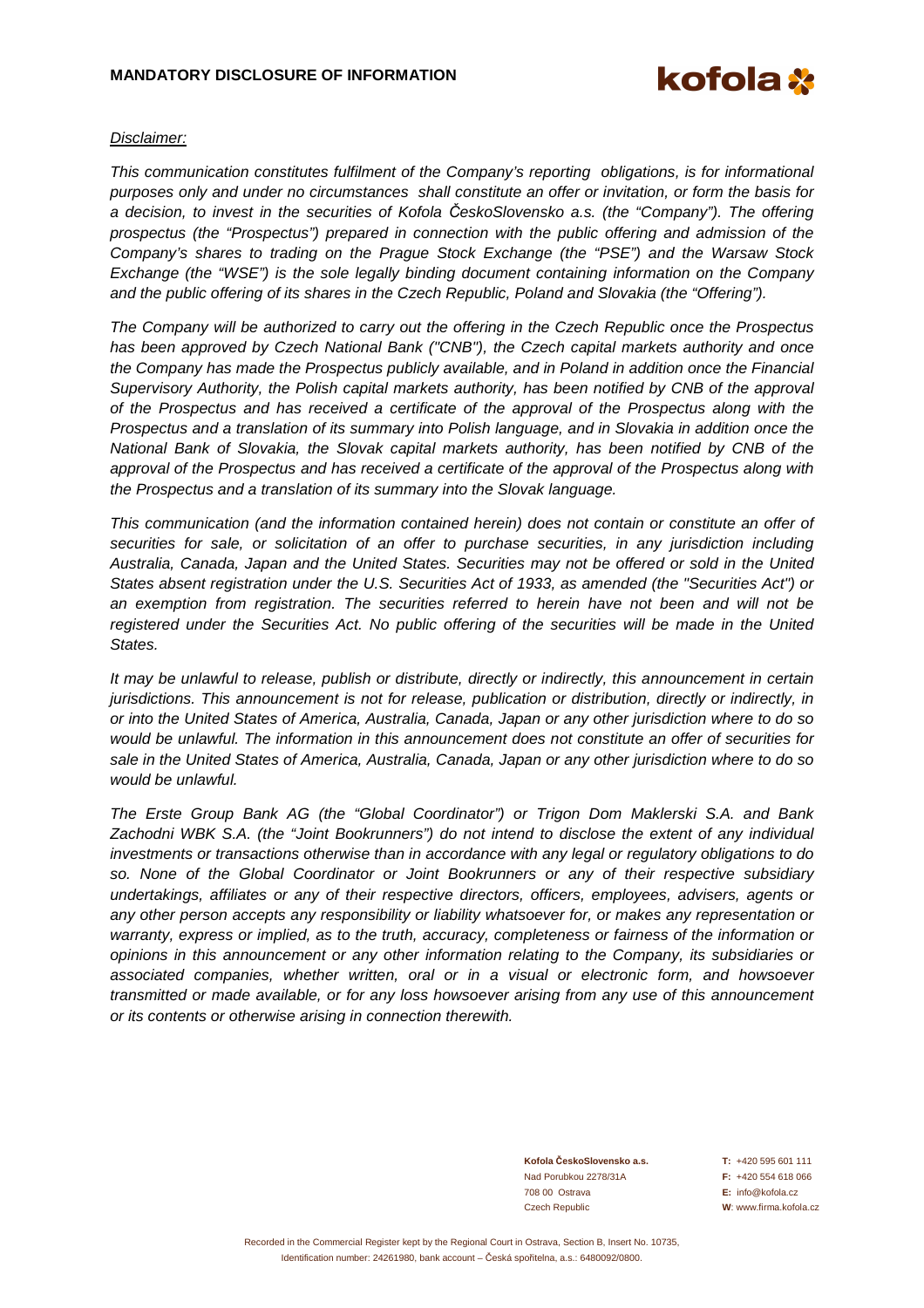*Disclaimer:*

*This communication constitutes fulfilment of the Company's reporting obligations, is for informational purposes only and under no circumstances shall constitute an offer or invitation, or form the basis for a decision, to invest in the securities of Kofola ČeskoSlovensko a.s. (the "Company"). The offering prospectus (the "Prospectus") prepared in connection with the public offering and admission of the Company's shares to trading on the Prague Stock Exchange (the "PSE") and the Warsaw Stock Exchange (the "WSE") is the sole legally binding document containing information on the Company and the public offering of its shares in the Czech Republic, Poland and Slovakia (the "Offering").*

*The Company will be authorized to carry out the offering in the Czech Republic once the Prospectus has been approved by Czech National Bank ("CNB"), the Czech capital markets authority and once the Company has made the Prospectus publicly available, and in Poland in addition once the Financial Supervisory Authority, the Polish capital markets authority, has been notified by CNB of the approval of the Prospectus and has received a certificate of the approval of the Prospectus along with the Prospectus and a translation of its summary into Polish language, and in Slovakia in addition once the National Bank of Slovakia, the Slovak capital markets authority, has been notified by CNB of the approval of the Prospectus and has received a certificate of the approval of the Prospectus along with the Prospectus and a translation of its summary into the Slovak language.*

*This communication (and the information contained herein) does not contain or constitute an offer of securities for sale, or solicitation of an offer to purchase securities, in any jurisdiction including Australia, Canada, Japan and the United States. Securities may not be offered or sold in the United States absent registration under the U.S. Securities Act of 1933, as amended (the "Securities Act") or an exemption from registration. The securities referred to herein have not been and will not be registered under the Securities Act. No public offering of the securities will be made in the United States.*

*It may be unlawful to release, publish or distribute, directly or indirectly, this announcement in certain jurisdictions. This announcement is not for release, publication or distribution, directly or indirectly, in or into the United States of America, Australia, Canada, Japan or any other jurisdiction where to do so would be unlawful. The information in this announcement does not constitute an offer of securities for sale in the United States of America, Australia, Canada, Japan or any other jurisdiction where to do so would be unlawful.*

*The Erste Group Bank AG (the "Global Coordinator") or Trigon Dom Maklerski S.A. and Bank Zachodni WBK S.A. (the "Joint Bookrunners") do not intend to disclose the extent of any individual investments or transactions otherwise than in accordance with any legal or regulatory obligations to do so. None of the Global Coordinator or Joint Bookrunners or any of their respective subsidiary undertakings, affiliates or any of their respective directors, officers, employees, advisers, agents or any other person accepts any responsibility or liability whatsoever for, or makes any representation or warranty, express or implied, as to the truth, accuracy, completeness or fairness of the information or opinions in this announcement or any other information relating to the Company, its subsidiaries or associated companies, whether written, oral or in a visual or electronic form, and howsoever transmitted or made available, or for any loss howsoever arising from any use of this announcement or its contents or otherwise arising in connection therewith.*